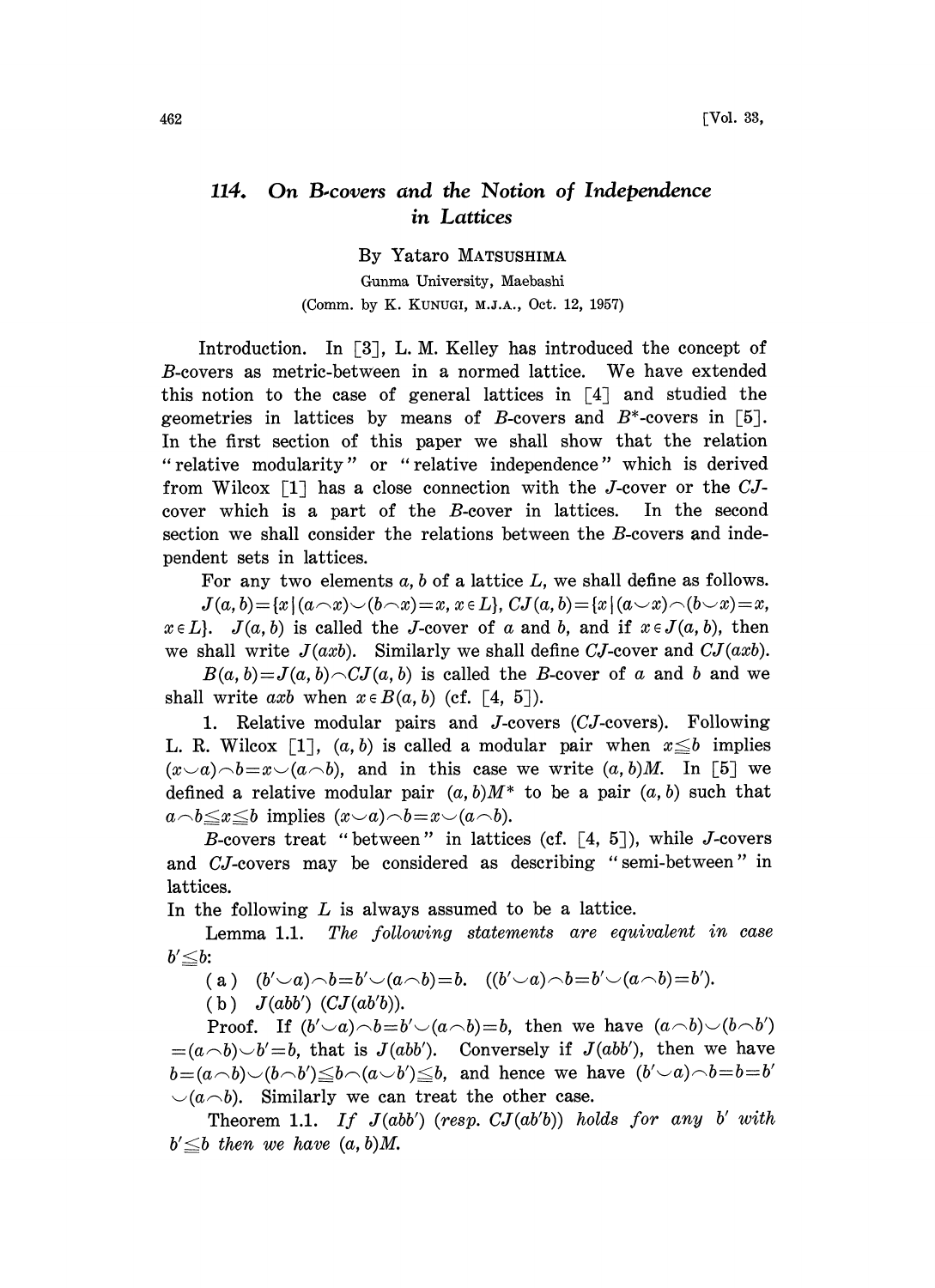# 114. On B-covers and the Notion of Independence in Lattices

By Yataro MATSUSHIMA

Gunma University, Maebashi

(Comm. by K. KUNUGI, M.J.A., Oct. 12, 1957)

Introduction. In [3], L. M. Kelley has introduced the concept of $B$-covers as metric-between in a normed lattice. We have extended this notion to the case of general lattices in [4] and studied the geometries in lattices by means of $B$-covers and $B^*$-covers in [5]. In the first section of this paper we shall show that the relation "relative modularity" or "relative independence" which is derived from Wilcox [1] has a close connection with the $J$-cover or the $CJ$-cover which is a part of the $B$-cover in lattices. In the second section we shall consider the relations between the $B$-covers and independent sets in lattices.

For any two elements $a, b$ of a lattice $L$, we shall define as follows. $J(a,b)=\{x\,|\,(a\frown x)\smile(b\frown x)=x,\ x\in L\}$, $CJ(a,b)=\{x\,|\,(a\smile x)\frown(b\smile x)=x,\ x\in L\}$. $J(a,b)$ is called the $J$-cover of $a$ and $b$, and if $x\in J(a,b)$, then we shall write $J(axb)$. Similarly we shall define $CJ$-cover and $CJ(axb)$.

$B(a,b)=J(a,b)\frown CJ(a,b)$ is called the $B$-cover of $a$ and $b$ and we shall write $axb$ when $x\in B(a,b)$ (cf. [4, 5]).

## 1. Relative modular pairs and $J$-covers ($CJ$-covers).

Following L. R. Wilcox [1], $(a,b)$ is called a modular pair when $x\leqq b$ implies $(x\smile a)\frown b=x\smile(a\frown b)$, and in this case we write $(a,b)M$. In [5] we defined a relative modular pair $(a,b)M^*$ to be a pair $(a,b)$ such that $a\frown b\leqq x\leqq b$ implies $(x\smile a)\frown b=x\smile(a\frown b)$.

$B$-covers treat "between" in lattices (cf. [4, 5]), while $J$-covers and $CJ$-covers may be considered as describing "semi-between" in lattices.

In the following $L$ is always assumed to be a lattice.

Lemma 1.1. *The following statements are equivalent in case* $b'\leqq b$:

(a) $(b'\smile a)\frown b=b'\smile(a\frown b)=b$. $((b'\smile a)\frown b=b'\smile(a\frown b)=b')$.

(b) $J(abb')$ $(CJ(ab'b))$.

Proof. If $(b'\smile a)\frown b=b'\smile(a\frown b)=b$, then we have $(a\frown b)\smile(b\frown b')=(a\frown b)\smile b'=b$, that is $J(abb')$. Conversely if $J(abb')$, then we have $b=(a\frown b)\smile(b\frown b')\leqq b\frown(a\smile b')\leqq b$, and hence we have $(b'\smile a)\frown b=b=b'\smile(a\frown b)$. Similarly we can treat the other case.

Theorem 1.1. *If $J(abb')$ (resp. $CJ(ab'b)$) holds for any $b'$ with $b'\leqq b$ then we have $(a,b)M$.*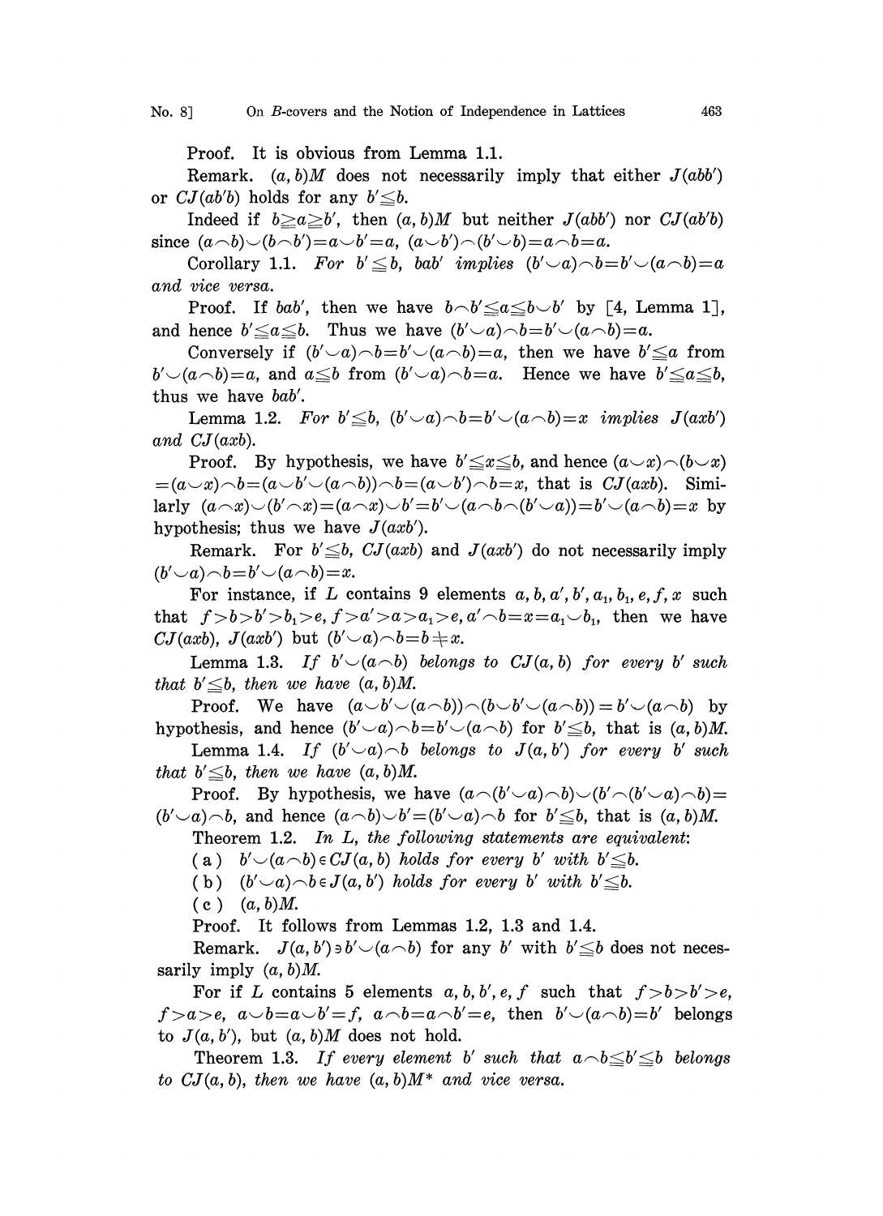Proof. It is obvious from Lemma 1.1.

Remark. $(a, b)M$ does not necessarily imply that either $J(abb')$ or $CJ(ab'b)$ holds for any $b' \leqq b$.

Indeed if $b \geqq a \geqq b'$, then $(a, b)M$ but neither $J(abb')$ nor $CJ(ab'b)$ since $(a \frown b) \smile (b \frown b') = a \smile b' = a$, $(a \smile b') \frown (b' \smile b) = a \frown b = a$.

Corollary 1.1. *For $b' \leqq b$, $bab'$ implies $(b' \smile a) \frown b = b' \smile (a \frown b) = a$ and vice versa.*

Proof. If $bab'$, then we have $b \frown b' \leqq a \leqq b \smile b'$ by [4, Lemma 1], and hence $b' \leqq a \leqq b$. Thus we have $(b' \smile a) \frown b = b' \smile (a \frown b) = a$.

Conversely if $(b' \smile a) \frown b = b' \smile (a \frown b) = a$, then we have $b' \leqq a$ from $b' \smile (a \frown b) = a$, and $a \leqq b$ from $(b' \smile a) \frown b = a$. Hence we have $b' \leqq a \leqq b$, thus we have $bab'$.

Lemma 1.2. *For $b' \leqq b$, $(b' \smile a) \frown b = b' \smile (a \frown b) = x$ implies $J(axb')$ and $CJ(axb)$.*

Proof. By hypothesis, we have $b' \leqq x \leqq b$, and hence $(a \smile x) \frown (b \smile x) = (a \smile x) \frown b = (a \smile b' \smile (a \frown b)) \frown b = (a \smile b') \frown b = x$, that is $CJ(axb)$. Similarly $(a \frown x) \smile (b' \frown x) = (a \frown x) \smile b' = b' \smile (a \frown b \frown (b' \smile a)) = b' \smile (a \frown b) = x$ by hypothesis; thus we have $J(axb')$.

Remark. For $b' \leqq b$, $CJ(axb)$ and $J(axb')$ do not necessarily imply $(b' \smile a) \frown b = b' \smile (a \frown b) = x$.

For instance, if $L$ contains 9 elements $a, b, a', b', a_1, b_1, e, f, x$ such that $f > b > b' > b_1 > e$, $f > a' > a > a_1 > e$, $a' \frown b = x = a_1 \smile b_1$, then we have $CJ(axb)$, $J(axb')$ but $(b' \smile a) \frown b = b \neq x$.

Lemma 1.3. *If $b' \smile (a \frown b)$ belongs to $CJ(a, b)$ for every $b'$ such that $b' \leqq b$, then we have $(a, b)M$.*

Proof. We have $(a \smile b' \smile (a \frown b)) \frown (b \smile b' \smile (a \frown b)) = b' \smile (a \frown b)$ by hypothesis, and hence $(b' \smile a) \frown b = b' \smile (a \frown b)$ for $b' \leqq b$, that is $(a, b)M$.

Lemma 1.4. *If $(b' \smile a) \frown b$ belongs to $J(a, b')$ for every $b'$ such that $b' \leqq b$, then we have $(a, b)M$.*

Proof. By hypothesis, we have $(a \frown (b' \smile a) \frown b) \smile (b' \frown (b' \smile a) \frown b) = (b' \smile a) \frown b$, and hence $(a \frown b) \smile b' = (b' \smile a) \frown b$ for $b' \leqq b$, that is $(a, b)M$.

Theorem 1.2. *In $L$, the following statements are equivalent:*

(a) $b' \smile (a \frown b) \in CJ(a, b)$ *holds for every $b'$ with $b' \leqq b$.*

(b) $(b' \smile a) \frown b \in J(a, b')$ *holds for every $b'$ with $b' \leqq b$.*

(c) $(a, b)M$.

Proof. It follows from Lemmas 1.2, 1.3 and 1.4.

Remark. $J(a, b') \ni b' \smile (a \frown b)$ for any $b'$ with $b' \leqq b$ does not necessarily imply $(a, b)M$.

For if $L$ contains 5 elements $a, b, b', e, f$ such that $f > b > b' > e$, $f > a > e$, $a \smile b = a \smile b' = f$, $a \frown b = a \frown b' = e$, then $b' \smile (a \frown b) = b'$ belongs to $J(a, b')$, but $(a, b)M$ does not hold.

Theorem 1.3. *If every element $b'$ such that $a \frown b \leqq b' \leqq b$ belongs to $CJ(a, b)$, then we have $(a, b)M^*$ and vice versa.*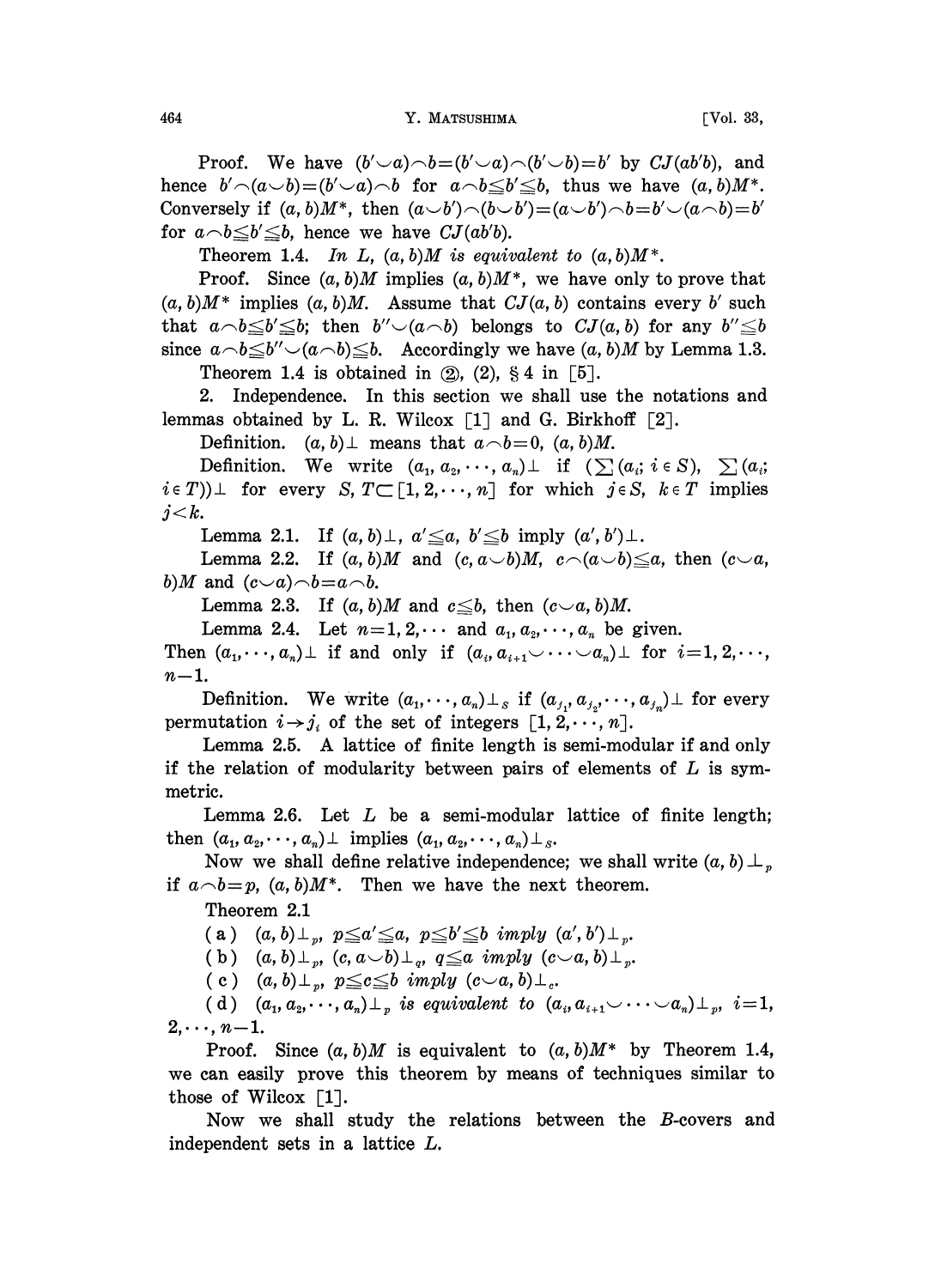Proof. We have $(b' \smile a) \frown b = (b' \smile a) \frown (b' \smile b) = b'$ by $CJ(ab'b)$, and hence $b' \frown (a \smile b) = (b' \smile a) \frown b$ for $a \frown b \leqq b' \leqq b$, thus we have $(a, b)M^*$. Conversely if $(a, b)M^*$, then $(a \smile b') \frown (b \smile b') = (a \smile b') \frown b = b' \smile (a \frown b) = b'$ for $a \frown b \leqq b' \leqq b$, hence we have $CJ(ab'b)$.

Theorem 1.4. *In $L$, $(a, b)M$ is equivalent to $(a, b)M^*$.*

Proof. Since $(a, b)M$ implies $(a, b)M^*$, we have only to prove that $(a, b)M^*$ implies $(a, b)M$. Assume that $CJ(a, b)$ contains every $b'$ such that $a \frown b \leqq b' \leqq b$; then $b'' \smile (a \frown b)$ belongs to $CJ(a, b)$ for any $b'' \leqq b$ since $a \frown b \leqq b'' \smile (a \frown b) \leqq b$. Accordingly we have $(a, b)M$ by Lemma 1.3.

Theorem 1.4 is obtained in ②, (2), § 4 in [5].

2. Independence. In this section we shall use the notations and lemmas obtained by L. R. Wilcox [1] and G. Birkhoff [2].

Definition. $(a, b)\perp$ means that $a \frown b = 0$, $(a, b)M$.

Definition. We write $(a_1, a_2, \cdots, a_n)\perp$ if $(\sum (a_i; i \in S), \sum (a_i; i \in T))\perp$ for every $S, T \subset [1, 2, \cdots, n]$ for which $j \in S$, $k \in T$ implies $j < k$.

Lemma 2.1. If $(a, b)\perp$, $a' \leqq a$, $b' \leqq b$ imply $(a', b')\perp$.

Lemma 2.2. If $(a, b)M$ and $(c, a \smile b)M$, $c \frown (a \smile b) \leqq a$, then $(c \smile a, b)M$ and $(c \smile a) \frown b = a \frown b$.

Lemma 2.3. If $(a, b)M$ and $c \leqq b$, then $(c \smile a, b)M$.

Lemma 2.4. Let $n = 1, 2, \cdots$ and $a_1, a_2, \cdots, a_n$ be given. Then $(a_1, \cdots, a_n)\perp$ if and only if $(a_i, a_{i+1} \smile \cdots \smile a_n)\perp$ for $i = 1, 2, \cdots, n-1$.

Definition. We write $(a_1, \cdots, a_n)\perp_S$ if $(a_{j_1}, a_{j_2}, \cdots, a_{j_n})\perp$ for every permutation $i \to j_i$ of the set of integers $[1, 2, \cdots, n]$.

Lemma 2.5. A lattice of finite length is semi-modular if and only if the relation of modularity between pairs of elements of $L$ is symmetric.

Lemma 2.6. Let $L$ be a semi-modular lattice of finite length; then $(a_1, a_2, \cdots, a_n)\perp$ implies $(a_1, a_2, \cdots, a_n)\perp_S$.

Now we shall define relative independence; we shall write $(a, b)\perp_p$ if $a \frown b = p$, $(a, b)M^*$. Then we have the next theorem.

Theorem 2.1

(a) *$(a, b)\perp_p$, $p \leqq a' \leqq a$, $p \leqq b' \leqq b$ imply $(a', b')\perp_p$.*

(b) *$(a, b)\perp_p$, $(c, a \smile b)\perp_q$, $q \leqq a$ imply $(c \smile a, b)\perp_p$.*

(c) *$(a, b)\perp_p$, $p \leqq c \leqq b$ imply $(c \smile a, b)\perp_c$.*

(d) *$(a_1, a_2, \cdots, a_n)\perp_p$ is equivalent to $(a_i, a_{i+1} \smile \cdots \smile a_n)\perp_p$, $i = 1, 2, \cdots, n-1$.*

Proof. Since $(a, b)M$ is equivalent to $(a, b)M^*$ by Theorem 1.4, we can easily prove this theorem by means of techniques similar to those of Wilcox [1].

Now we shall study the relations between the $B$-covers and independent sets in a lattice $L$.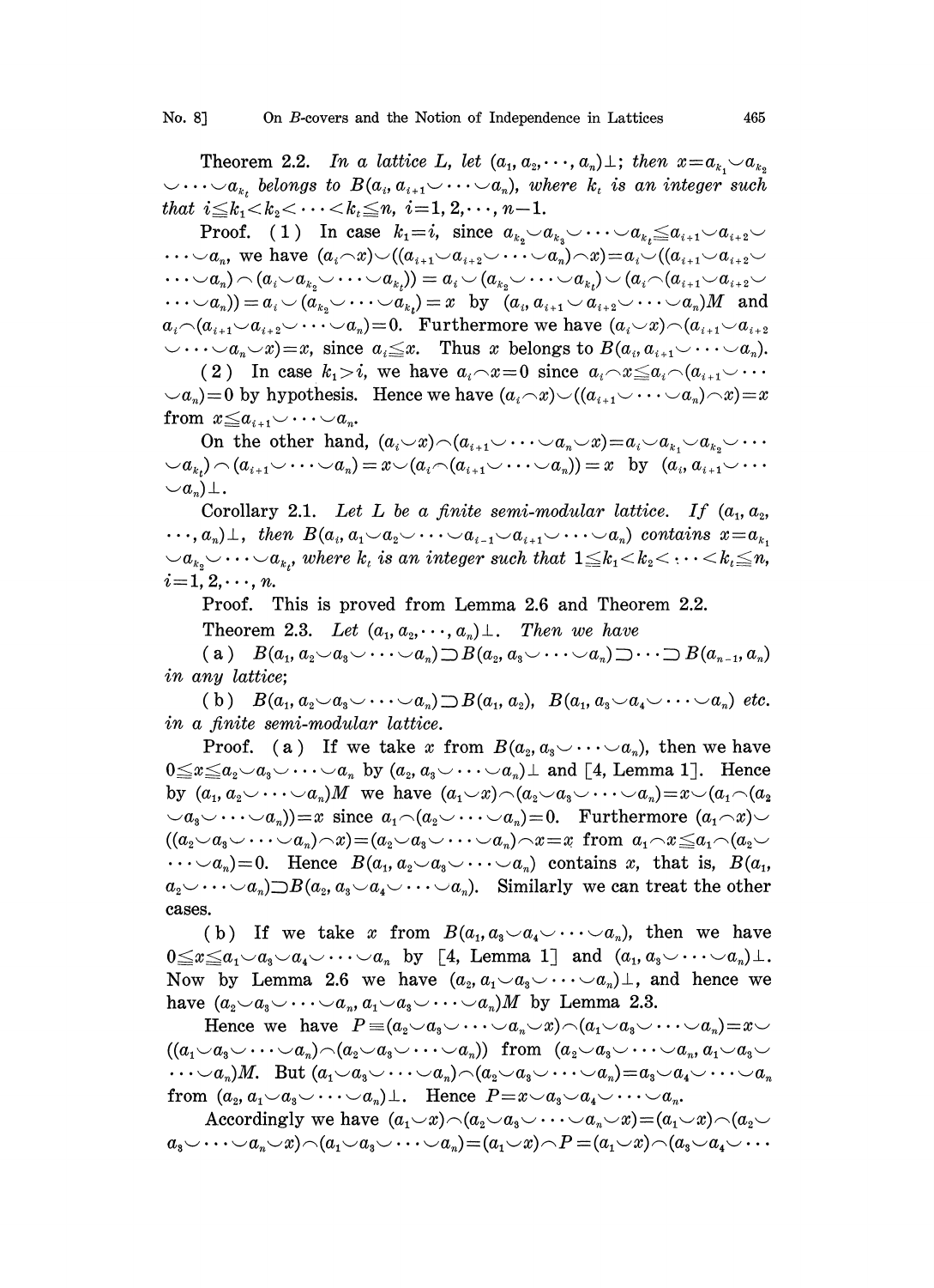**Theorem 2.2.** *In a lattice $L$, let $(a_1, a_2, \cdots, a_n)\perp$; then $x = a_{k_1} \cup a_{k_2} \cup \cdots \cup a_{k_t}$ belongs to $B(a_i, a_{i+1} \cup \cdots \cup a_n)$, where $k_t$ is an integer such that $i \leqq k_1 < k_2 < \cdots < k_t \leqq n$, $i = 1, 2, \cdots, n-1$.*

Proof. (1) In case $k_1 = i$, since $a_{k_2} \cup a_{k_3} \cup \cdots \cup a_{k_t} \leqq a_{i+1} \cup a_{i+2} \cup \cdots \cup a_n$, we have $(a_i \frown x) \cup ((a_{i+1} \cup a_{i+2} \cup \cdots \cup a_n) \frown x) = a_i \cup ((a_{i+1} \cup a_{i+2} \cup \cdots \cup a_n) \frown (a_i \cup a_{k_2} \cup \cdots \cup a_{k_t})) = a_i \cup (a_{k_2} \cup \cdots \cup a_{k_t}) \cup (a_i \frown (a_{i+1} \cup a_{i+2} \cup \cdots \cup a_n)) = a_i \cup (a_{k_2} \cup \cdots \cup a_{k_t}) = x$ by $(a_i, a_{i+1} \cup a_{i+2} \cup \cdots \cup a_n)M$ and $a_i \frown (a_{i+1} \cup a_{i+2} \cup \cdots \cup a_n) = 0$. Furthermore we have $(a_i \cup x) \frown (a_{i+1} \cup a_{i+2} \cup \cdots \cup a_n \cup x) = x$, since $a_i \leqq x$. Thus $x$ belongs to $B(a_i, a_{i+1} \cup \cdots \cup a_n)$.

(2) In case $k_1 > i$, we have $a_i \frown x = 0$ since $a_i \frown x \leqq a_i \frown (a_{i+1} \cup \cdots \cup a_n) = 0$ by hypothesis. Hence we have $(a_i \frown x) \cup ((a_{i+1} \cup \cdots \cup a_n) \frown x) = x$ from $x \leqq a_{i+1} \cup \cdots \cup a_n$.

On the other hand, $(a_i \cup x) \frown (a_{i+1} \cup \cdots \cup a_n \cup x) = a_i \cup a_{k_1} \cup a_{k_2} \cup \cdots \cup a_{k_t}) \frown (a_{i+1} \cup \cdots \cup a_n) = x \cup (a_i \frown (a_{i+1} \cup \cdots \cup a_n)) = x$ by $(a_i, a_{i+1} \cup \cdots \cup a_n)\perp$.

**Corollary 2.1.** *Let $L$ be a finite semi-modular lattice. If $(a_1, a_2, \cdots, a_n)\perp$, then $B(a_i, a_1 \cup a_2 \cup \cdots \cup a_{i-1} \cup a_{i+1} \cup \cdots \cup a_n)$ contains $x = a_{k_1} \cup a_{k_2} \cup \cdots \cup a_{k_t}$, where $k_t$ is an integer such that $1 \leqq k_1 < k_2 < \cdots < k_t \leqq n$, $i = 1, 2, \cdots, n$.*

Proof. This is proved from Lemma 2.6 and Theorem 2.2.

**Theorem 2.3.** *Let $(a_1, a_2, \cdots, a_n)\perp$. Then we have*

(a) $B(a_1, a_2 \cup a_3 \cup \cdots \cup a_n) \supset B(a_2, a_3 \cup \cdots \cup a_n) \supset \cdots \supset B(a_{n-1}, a_n)$ *in any lattice;*

(b) $B(a_1, a_2 \cup a_3 \cup \cdots \cup a_n) \supset B(a_1, a_2)$, $B(a_1, a_3 \cup a_4 \cup \cdots \cup a_n)$ *etc. in a finite semi-modular lattice.*

Proof. (a) If we take $x$ from $B(a_2, a_3 \cup \cdots \cup a_n)$, then we have $0 \leqq x \leqq a_2 \cup a_3 \cup \cdots \cup a_n$ by $(a_2, a_3 \cup \cdots \cup a_n)\perp$ and [4, Lemma 1]. Hence by $(a_1, a_2 \cup \cdots \cup a_n)M$ we have $(a_1 \cup x) \frown (a_2 \cup a_3 \cup \cdots \cup a_n) = x \cup (a_1 \frown (a_2 \cup a_3 \cup \cdots \cup a_n)) = x$ since $a_1 \frown (a_2 \cup \cdots \cup a_n) = 0$. Furthermore $(a_1 \frown x) \cup ((a_2 \cup a_3 \cup \cdots \cup a_n) \frown x) = (a_2 \cup a_3 \cup \cdots \cup a_n) \frown x = x$ from $a_1 \frown x \leqq a_1 \frown (a_2 \cup \cdots \cup a_n) = 0$. Hence $B(a_1, a_2 \cup a_3 \cup \cdots \cup a_n)$ contains $x$, that is, $B(a_1, a_2 \cup \cdots \cup a_n) \supset B(a_2, a_3 \cup a_4 \cup \cdots \cup a_n)$. Similarly we can treat the other cases.

(b) If we take $x$ from $B(a_1, a_3 \cup a_4 \cup \cdots \cup a_n)$, then we have $0 \leqq x \leqq a_1 \cup a_3 \cup a_4 \cup \cdots \cup a_n$ by [4, Lemma 1] and $(a_1, a_3 \cup \cdots \cup a_n)\perp$. Now by Lemma 2.6 we have $(a_2, a_1 \cup a_3 \cup \cdots \cup a_n)\perp$, and hence we have $(a_2 \cup a_3 \cup \cdots \cup a_n, a_1 \cup a_3 \cup \cdots \cup a_n)M$ by Lemma 2.3.

Hence we have $P \equiv (a_2 \cup a_3 \cup \cdots \cup a_n \cup x) \frown (a_1 \cup a_3 \cup \cdots \cup a_n) = x \cup ((a_1 \cup a_3 \cup \cdots \cup a_n) \frown (a_2 \cup a_3 \cup \cdots \cup a_n))$ from $(a_2 \cup a_3 \cup \cdots \cup a_n, a_1 \cup a_3 \cup \cdots \cup a_n)M$. But $(a_1 \cup a_3 \cup \cdots \cup a_n) \frown (a_2 \cup a_3 \cup \cdots \cup a_n) = a_3 \cup a_4 \cup \cdots \cup a_n$ from $(a_2, a_1 \cup a_3 \cup \cdots \cup a_n)\perp$. Hence $P = x \cup a_3 \cup a_4 \cup \cdots \cup a_n$.

Accordingly we have $(a_1 \cup x) \frown (a_2 \cup a_3 \cup \cdots \cup a_n \cup x) = (a_1 \cup x) \frown (a_2 \cup a_3 \cup \cdots \cup a_n \cup x) \frown (a_1 \cup a_3 \cup \cdots \cup a_n) = (a_1 \cup x) \frown P = (a_1 \cup x) \frown (a_3 \cup a_4 \cup \cdots$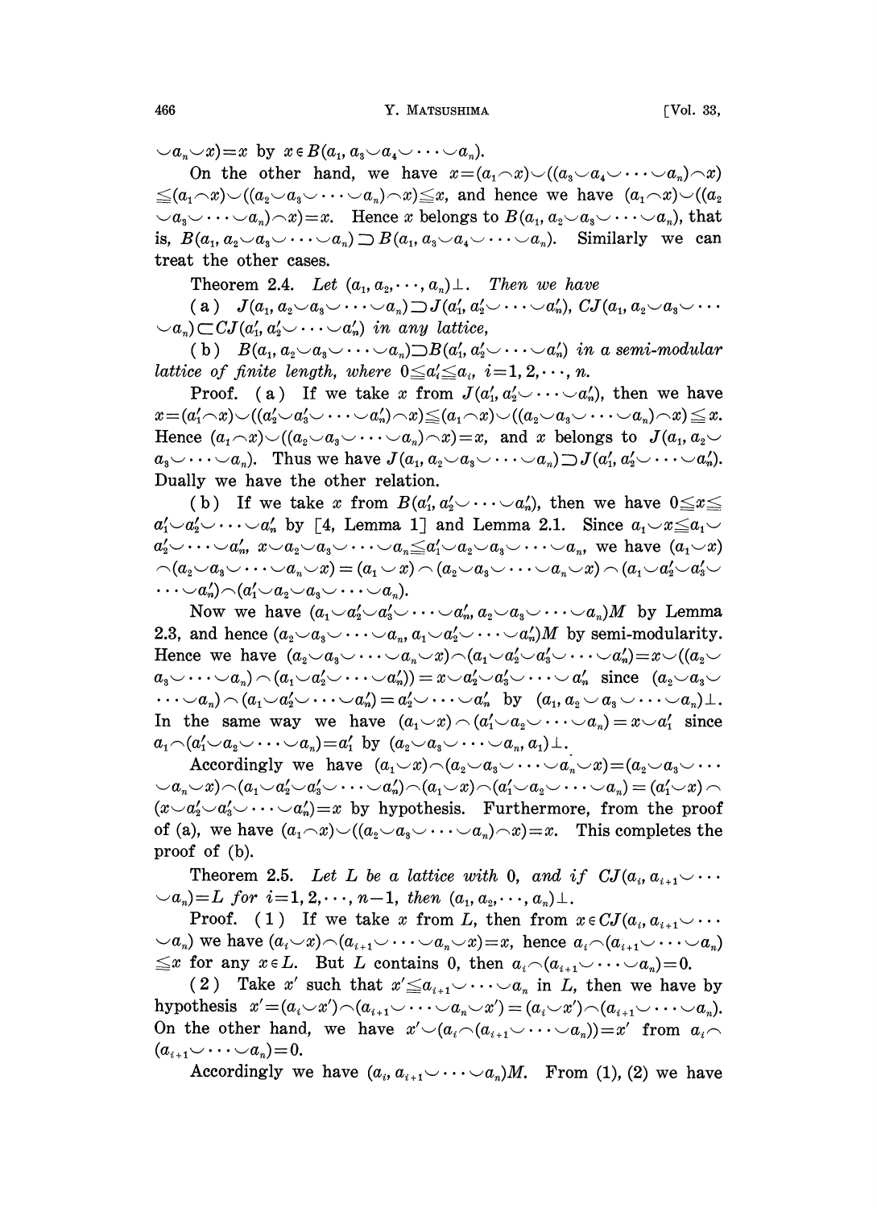$\smile a_n \smile x) = x$ by $x \in B(a_1, a_3 \smile a_4 \smile \cdots \smile a_n)$.

On the other hand, we have $x = (a_1 \frown x) \smile ((a_3 \smile a_4 \smile \cdots \smile a_n) \frown x) \leqq (a_1 \frown x) \smile ((a_2 \smile a_3 \smile \cdots \smile a_n) \frown x) \leqq x$, and hence we have $(a_1 \frown x) \smile ((a_2 \smile a_3 \smile \cdots \smile a_n) \frown x) = x$. Hence $x$ belongs to $B(a_1, a_2 \smile a_3 \smile \cdots \smile a_n)$, that is, $B(a_1, a_2 \smile a_3 \smile \cdots \smile a_n) \supset B(a_1, a_3 \smile a_4 \smile \cdots \smile a_n)$. Similarly we can treat the other cases.

Theorem 2.4. *Let $(a_1, a_2, \cdots, a_n)\perp$. Then we have*

(a) *$J(a_1, a_2 \smile a_3 \smile \cdots \smile a_n) \supset J(a_1', a_2' \smile \cdots \smile a_n')$, $CJ(a_1, a_2 \smile a_3 \smile \cdots \smile a_n) \subset CJ(a_1', a_2' \smile \cdots \smile a_n')$ in any lattice,*

(b) *$B(a_1, a_2 \smile a_3 \smile \cdots \smile a_n) \supset B(a_1', a_2' \smile \cdots \smile a_n')$ in a semi-modular lattice of finite length, where $0 \leqq a_i' \leqq a_i$, $i = 1, 2, \cdots, n$.*

Proof. (a) If we take $x$ from $J(a_1', a_2' \smile \cdots \smile a_n')$, then we have $x = (a_1' \frown x) \smile ((a_2' \smile a_3' \smile \cdots \smile a_n') \frown x) \leqq (a_1 \frown x) \smile ((a_2 \smile a_3 \smile \cdots \smile a_n) \frown x) \leqq x$. Hence $(a_1 \frown x) \smile ((a_2 \smile a_3 \smile \cdots \smile a_n) \frown x) = x$, and $x$ belongs to $J(a_1, a_2 \smile a_3 \smile \cdots \smile a_n)$. Thus we have $J(a_1, a_2 \smile a_3 \smile \cdots \smile a_n) \supset J(a_1', a_2' \smile \cdots \smile a_n')$. Dually we have the other relation.

(b) If we take $x$ from $B(a_1', a_2' \smile \cdots \smile a_n')$, then we have $0 \leqq x \leqq a_1' \smile a_2' \smile \cdots \smile a_n'$ by [4, Lemma 1] and Lemma 2.1. Since $a_1 \smile x \leqq a_1 \smile a_2' \smile \cdots \smile a_n'$, $x \smile a_2 \smile a_3 \smile \cdots \smile a_n \leqq a_1' \smile a_2 \smile a_3 \smile \cdots \smile a_n$, we have $(a_1 \smile x) \frown (a_2 \smile a_3 \smile \cdots \smile a_n \smile x) = (a_1 \smile x) \frown (a_2 \smile a_3 \smile \cdots \smile a_n \smile x) \frown (a_1 \smile a_2' \smile a_3' \smile \cdots \smile a_n') \frown (a_1' \smile a_2 \smile a_3 \smile \cdots \smile a_n)$.

Now we have $(a_1 \smile a_2' \smile a_3' \smile \cdots \smile a_n', a_2 \smile a_3 \smile \cdots \smile a_n)M$ by Lemma 2.3, and hence $(a_2 \smile a_3 \smile \cdots \smile a_n, a_1 \smile a_2' \smile \cdots \smile a_n')M$ by semi-modularity. Hence we have $(a_2 \smile a_3 \smile \cdots \smile a_n \smile x) \frown (a_1 \smile a_2' \smile a_3' \smile \cdots \smile a_n') = x \smile ((a_2 \smile a_3 \smile \cdots \smile a_n) \frown (a_1 \smile a_2' \smile \cdots \smile a_n')) = x \smile a_2' \smile a_3' \smile \cdots \smile a_n'$ since $(a_2 \smile a_3 \smile \cdots \smile a_n) \frown (a_1 \smile a_2' \smile \cdots \smile a_n') = a_2' \smile \cdots \smile a_n'$ by $(a_1, a_2 \smile a_3 \smile \cdots \smile a_n)\perp$. In the same way we have $(a_1 \smile x) \frown (a_1' \smile a_2 \smile \cdots \smile a_n) = x \smile a_1'$ since $a_1 \frown (a_1' \smile a_2 \smile \cdots \smile a_n) = a_1'$ by $(a_2 \smile a_3 \smile \cdots \smile a_n, a_1)\perp$.

Accordingly we have $(a_1 \smile x) \frown (a_2 \smile a_3 \smile \cdots \smile a_n \smile x) = (a_2 \smile a_3 \smile \cdots \smile a_n \smile x) \frown (a_1 \smile a_2' \smile a_3' \smile \cdots \smile a_n') \frown (a_1 \smile x) \frown (a_1' \smile a_2 \smile \cdots \smile a_n) = (a_1' \smile x) \frown (x \smile a_2' \smile a_3' \smile \cdots \smile a_n') = x$ by hypothesis. Furthermore, from the proof of (a), we have $(a_1 \frown x) \smile ((a_2 \smile a_3 \smile \cdots \smile a_n) \frown x) = x$. This completes the proof of (b).

Theorem 2.5. *Let $L$ be a lattice with 0, and if $CJ(a_i, a_{i+1} \smile \cdots \smile a_n) = L$ for $i = 1, 2, \cdots, n-1$, then $(a_1, a_2, \cdots, a_n)\perp$.*

Proof. (1) If we take $x$ from $L$, then from $x \in CJ(a_i, a_{i+1} \smile \cdots \smile a_n)$ we have $(a_i \smile x) \frown (a_{i+1} \smile \cdots \smile a_n \smile x) = x$, hence $a_i \frown (a_{i+1} \smile \cdots \smile a_n) \leqq x$ for any $x \in L$. But $L$ contains 0, then $a_i \frown (a_{i+1} \smile \cdots \smile a_n) = 0$.

(2) Take $x'$ such that $x' \leqq a_{i+1} \smile \cdots \smile a_n$ in $L$, then we have by hypothesis $x' = (a_i \smile x') \frown (a_{i+1} \smile \cdots \smile a_n \smile x') = (a_i \smile x') \frown (a_{i+1} \smile \cdots \smile a_n)$. On the other hand, we have $x' \smile (a_i \frown (a_{i+1} \smile \cdots \smile a_n)) = x'$ from $a_i \frown (a_{i+1} \smile \cdots \smile a_n) = 0$.

Accordingly we have $(a_i, a_{i+1} \smile \cdots \smile a_n)M$. From (1), (2) we have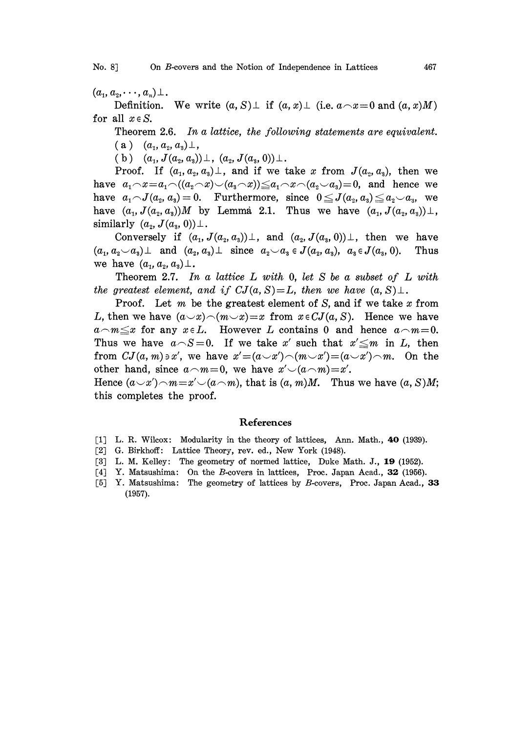$(a_1, a_2, \cdots, a_n)\perp$.

Definition. We write $(a, S)\perp$ if $(a, x)\perp$ (i.e. $a \frown x = 0$ and $(a, x)M$) for all $x \in S$.

Theorem 2.6. *In a lattice, the following statements are equivalent.*

(a) $(a_1, a_2, a_3)\perp$,

(b) $(a_1, J(a_2, a_3))\perp$, $(a_2, J(a_3, 0))\perp$.

Proof. If $(a_1, a_2, a_3)\perp$, and if we take $x$ from $J(a_2, a_3)$, then we have $a_1 \frown x = a_1 \frown ((a_2 \frown x) \smile (a_3 \frown x)) \leqq a_1 \frown x \frown (a_2 \smile a_3) = 0$, and hence we have $a_1 \frown J(a_2, a_3) = 0$. Furthermore, since $0 \leqq J(a_2, a_3) \leqq a_2 \smile a_3$, we have $(a_1, J(a_2, a_3))M$ by Lemma 2.1. Thus we have $(a_1, J(a_2, a_3))\perp$, similarly $(a_2, J(a_3, 0))\perp$.

Conversely if $(a_1, J(a_2, a_3))\perp$, and $(a_2, J(a_3, 0))\perp$, then we have $(a_1, a_2 \smile a_3)\perp$ and $(a_2, a_3)\perp$ since $a_2 \smile a_3 \in J(a_2, a_3)$, $a_3 \in J(a_3, 0)$. Thus we have $(a_1, a_2, a_3)\perp$.

Theorem 2.7. *In a lattice $L$ with 0, let $S$ be a subset of $L$ with the greatest element, and if $CJ(a, S) = L$, then we have $(a, S)\perp$.*

Proof. Let $m$ be the greatest element of $S$, and if we take $x$ from $L$, then we have $(a \smile x) \frown (m \smile x) = x$ from $x \in CJ(a, S)$. Hence we have $a \frown m \leqq x$ for any $x \in L$. However $L$ contains 0 and hence $a \frown m = 0$. Thus we have $a \frown S = 0$. If we take $x'$ such that $x' \leqq m$ in $L$, then from $CJ(a, m) \ni x'$, we have $x' = (a \smile x') \frown (m \smile x') = (a \smile x') \frown m$. On the other hand, since $a \frown m = 0$, we have $x' \smile (a \frown m) = x'$.
Hence $(a \smile x') \frown m = x' \smile (a \frown m)$, that is $(a, m)M$. Thus we have $(a, S)M$; this completes the proof.

## References

[1] L. R. Wilcox: Modularity in the theory of lattices, Ann. Math., **40** (1939).

[2] G. Birkhoff: Lattice Theory, rev. ed., New York (1948).

[3] L. M. Kelley: The geometry of normed lattice, Duke Math. J., **19** (1952).

[4] Y. Matsushima: On the *B*-covers in lattices, Proc. Japan Acad., **32** (1956).

[5] Y. Matsushima: The geometry of lattices by *B*-covers, Proc. Japan Acad., **33** (1957).